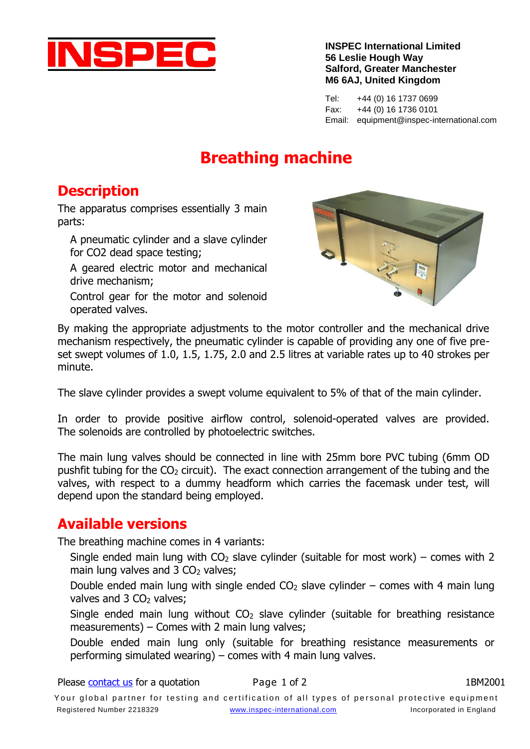INSPEC

**INSPEC International Limited**
**56 Leslie Hough Way**
**Salford, Greater Manchester**
**M6 6AJ, United Kingdom**

Tel: +44 (0) 16 1737 0699
Fax: +44 (0) 16 1736 0101
Email: equipment@inspec-international.com

# Breathing machine

## Description

The apparatus comprises essentially 3 main parts:

- A pneumatic cylinder and a slave cylinder for CO2 dead space testing;
- A geared electric motor and mechanical drive mechanism;
- Control gear for the motor and solenoid operated valves.

By making the appropriate adjustments to the motor controller and the mechanical drive mechanism respectively, the pneumatic cylinder is capable of providing any one of five pre-set swept volumes of 1.0, 1.5, 1.75, 2.0 and 2.5 litres at variable rates up to 40 strokes per minute.

The slave cylinder provides a swept volume equivalent to 5% of that of the main cylinder.

In order to provide positive airflow control, solenoid-operated valves are provided. The solenoids are controlled by photoelectric switches.

The main lung valves should be connected in line with 25mm bore PVC tubing (6mm OD pushfit tubing for the $CO_2$ circuit). The exact connection arrangement of the tubing and the valves, with respect to a dummy headform which carries the facemask under test, will depend upon the standard being employed.

## Available versions

The breathing machine comes in 4 variants:

- Single ended main lung with $CO_2$ slave cylinder (suitable for most work) – comes with 2 main lung valves and 3 $CO_2$ valves;
- Double ended main lung with single ended $CO_2$ slave cylinder – comes with 4 main lung valves and 3 $CO_2$ valves;
- Single ended main lung without $CO_2$ slave cylinder (suitable for breathing resistance measurements) – Comes with 2 main lung valves;
- Double ended main lung only (suitable for breathing resistance measurements or performing simulated wearing) – comes with 4 main lung valves.

Please contact us for a quotation

1BM2001

Your global partner for testing and certification of all types of personal protective equipment

Registered Number 2218329 www.inspec-international.com Incorporated in England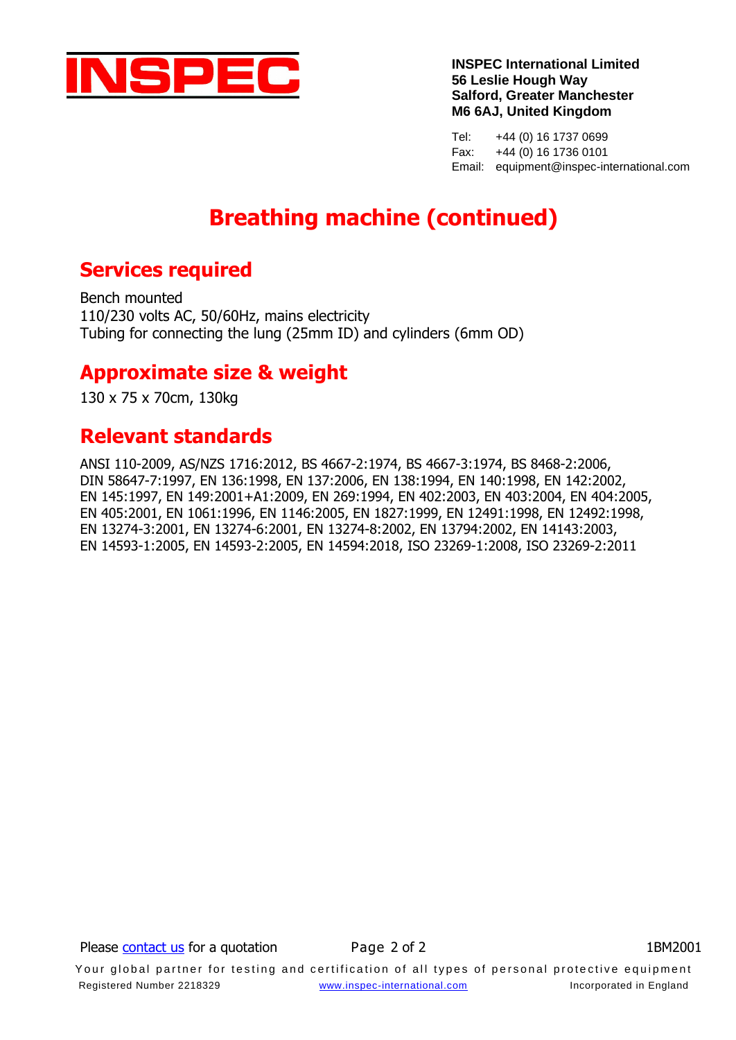**INSPEC International Limited**
**56 Leslie Hough Way**
**Salford, Greater Manchester**
**M6 6AJ, United Kingdom**

Tel: +44 (0) 16 1737 0699
Fax: +44 (0) 16 1736 0101
Email: equipment@inspec-international.com

# Breathing machine (continued)

## Services required

Bench mounted
110/230 volts AC, 50/60Hz, mains electricity
Tubing for connecting the lung (25mm ID) and cylinders (6mm OD)

## Approximate size & weight

130 x 75 x 70cm, 130kg

## Relevant standards

ANSI 110-2009, AS/NZS 1716:2012, BS 4667-2:1974, BS 4667-3:1974, BS 8468-2:2006, DIN 58647-7:1997, EN 136:1998, EN 137:2006, EN 138:1994, EN 140:1998, EN 142:2002, EN 145:1997, EN 149:2001+A1:2009, EN 269:1994, EN 402:2003, EN 403:2004, EN 404:2005, EN 405:2001, EN 1061:1996, EN 1146:2005, EN 1827:1999, EN 12491:1998, EN 12492:1998, EN 13274-3:2001, EN 13274-6:2001, EN 13274-8:2002, EN 13794:2002, EN 14143:2003, EN 14593-1:2005, EN 14593-2:2005, EN 14594:2018, ISO 23269-1:2008, ISO 23269-2:2011

Please contact us for a quotation

1BM2001

Your global partner for testing and certification of all types of personal protective equipment
Registered Number 2218329 www.inspec-international.com Incorporated in England